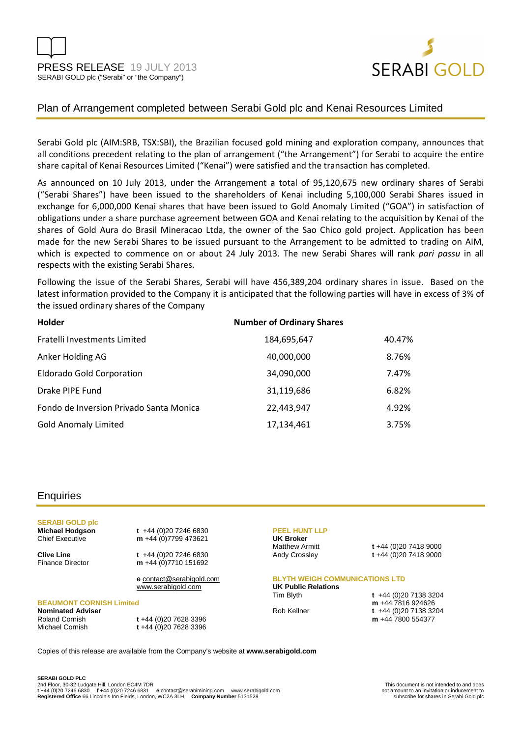PRESS RELEASE 19 JULY 2013
SERABI GOLD plc ("Serabi" or "the Company")

SERABI GOLD

# Plan of Arrangement completed between Serabi Gold plc and Kenai Resources Limited

Serabi Gold plc (AIM:SRB, TSX:SBI), the Brazilian focused gold mining and exploration company, announces that all conditions precedent relating to the plan of arrangement ("the Arrangement") for Serabi to acquire the entire share capital of Kenai Resources Limited ("Kenai") were satisfied and the transaction has completed.

As announced on 10 July 2013, under the Arrangement a total of 95,120,675 new ordinary shares of Serabi ("Serabi Shares") have been issued to the shareholders of Kenai including 5,100,000 Serabi Shares issued in exchange for 6,000,000 Kenai shares that have been issued to Gold Anomaly Limited ("GOA") in satisfaction of obligations under a share purchase agreement between GOA and Kenai relating to the acquisition by Kenai of the shares of Gold Aura do Brasil Mineracao Ltda, the owner of the Sao Chico gold project. Application has been made for the new Serabi Shares to be issued pursuant to the Arrangement to be admitted to trading on AIM, which is expected to commence on or about 24 July 2013. The new Serabi Shares will rank *pari passu* in all respects with the existing Serabi Shares.

Following the issue of the Serabi Shares, Serabi will have 456,389,204 ordinary shares in issue. Based on the latest information provided to the Company it is anticipated that the following parties will have in excess of 3% of the issued ordinary shares of the Company

| **Holder** | **Number of Ordinary Shares** | |
|---|---|---|
| Fratelli Investments Limited | 184,695,647 | 40.47% |
| Anker Holding AG | 40,000,000 | 8.76% |
| Eldorado Gold Corporation | 34,090,000 | 7.47% |
| Drake PIPE Fund | 31,119,686 | 6.82% |
| Fondo de Inversion Privado Santa Monica | 22,443,947 | 4.92% |
| Gold Anomaly Limited | 17,134,461 | 3.75% |

## Enquiries

**SERABI GOLD plc**

**Michael Hodgson**
Chief Executive
**t** +44 (0)20 7246 6830
**m** +44 (0)7799 473621

**Clive Line**
Finance Director
**t** +44 (0)20 7246 6830
**m** +44 (0)7710 151692

**e** contact@serabigold.com
www.serabigold.com

**BEAUMONT CORNISH Limited**
**Nominated Adviser**
Roland Cornish **t** +44 (0)20 7628 3396
Michael Cornish **t** +44 (0)20 7628 3396

**PEEL HUNT LLP**
**UK Broker**
Matthew Armitt **t** +44 (0)20 7418 9000
Andy Crossley **t** +44 (0)20 7418 9000

**BLYTH WEIGH COMMUNICATIONS LTD**
**UK Public Relations**
Tim Blyth **t** +44 (0)20 7138 3204 **m** +44 7816 924626
Rob Kellner **t** +44 (0)20 7138 3204 **m** +44 7800 554377

Copies of this release are available from the Company's website at **www.serabigold.com**

**SERABI GOLD PLC**
2nd Floor, 30-32 Ludgate Hill, London EC4M 7DR
**t** +44 (0)20 7246 6830 **f** +44 (0)20 7246 6831 **e** contact@serabimining.com www.serabigold.com
**Registered Office** 66 Lincoln's Inn Fields, London, WC2A 3LH **Company Number** 5131528

This document is not intended to and does not amount to an invitation or inducement to subscribe for shares in Serabi Gold plc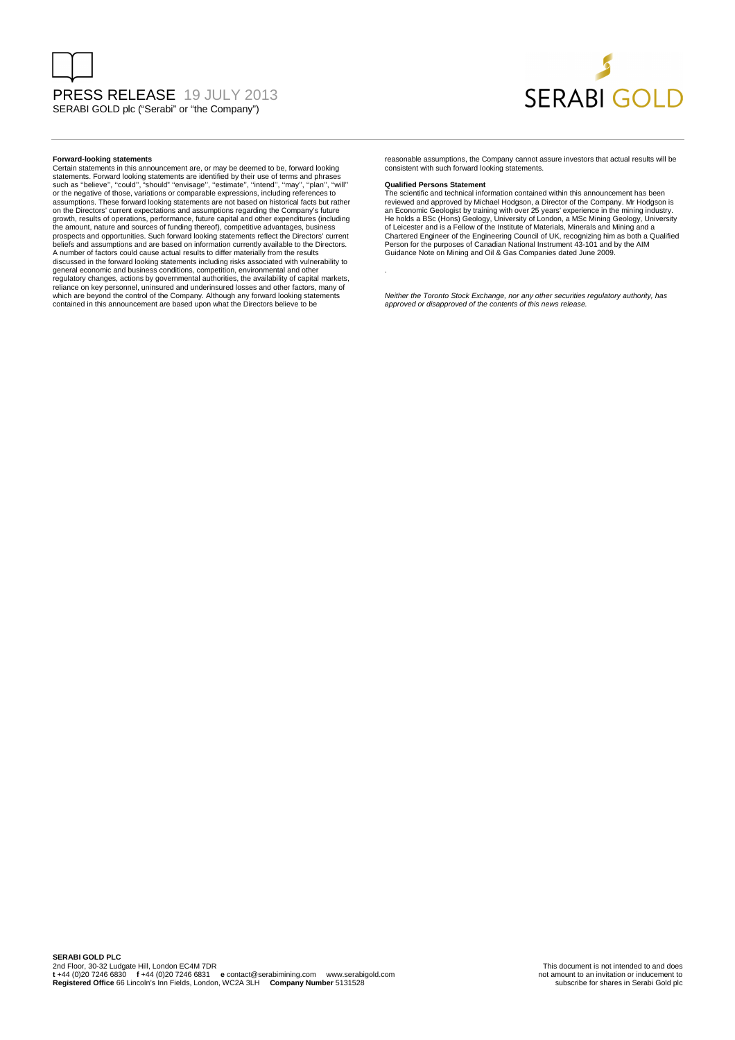**Forward-looking statements**

Certain statements in this announcement are, or may be deemed to be, forward looking statements. Forward looking statements are identified by their use of terms and phrases such as ''believe'', ''could'', "should" ''envisage'', ''estimate'', ''intend'', ''may'', ''plan'', ''will'' or the negative of those, variations or comparable expressions, including references to assumptions. These forward looking statements are not based on historical facts but rather on the Directors' current expectations and assumptions regarding the Company's future growth, results of operations, performance, future capital and other expenditures (including the amount, nature and sources of funding thereof), competitive advantages, business prospects and opportunities. Such forward looking statements reflect the Directors' current beliefs and assumptions and are based on information currently available to the Directors. A number of factors could cause actual results to differ materially from the results discussed in the forward looking statements including risks associated with vulnerability to general economic and business conditions, competition, environmental and other regulatory changes, actions by governmental authorities, the availability of capital markets, reliance on key personnel, uninsured and underinsured losses and other factors, many of which are beyond the control of the Company. Although any forward looking statements contained in this announcement are based upon what the Directors believe to be reasonable assumptions, the Company cannot assure investors that actual results will be consistent with such forward looking statements.

**Qualified Persons Statement**

The scientific and technical information contained within this announcement has been reviewed and approved by Michael Hodgson, a Director of the Company. Mr Hodgson is an Economic Geologist by training with over 25 years' experience in the mining industry. He holds a BSc (Hons) Geology, University of London, a MSc Mining Geology, University of Leicester and is a Fellow of the Institute of Materials, Minerals and Mining and a Chartered Engineer of the Engineering Council of UK, recognizing him as both a Qualified Person for the purposes of Canadian National Instrument 43-101 and by the AIM Guidance Note on Mining and Oil & Gas Companies dated June 2009.

*Neither the Toronto Stock Exchange, nor any other securities regulatory authority, has approved or disapproved of the contents of this news release.*